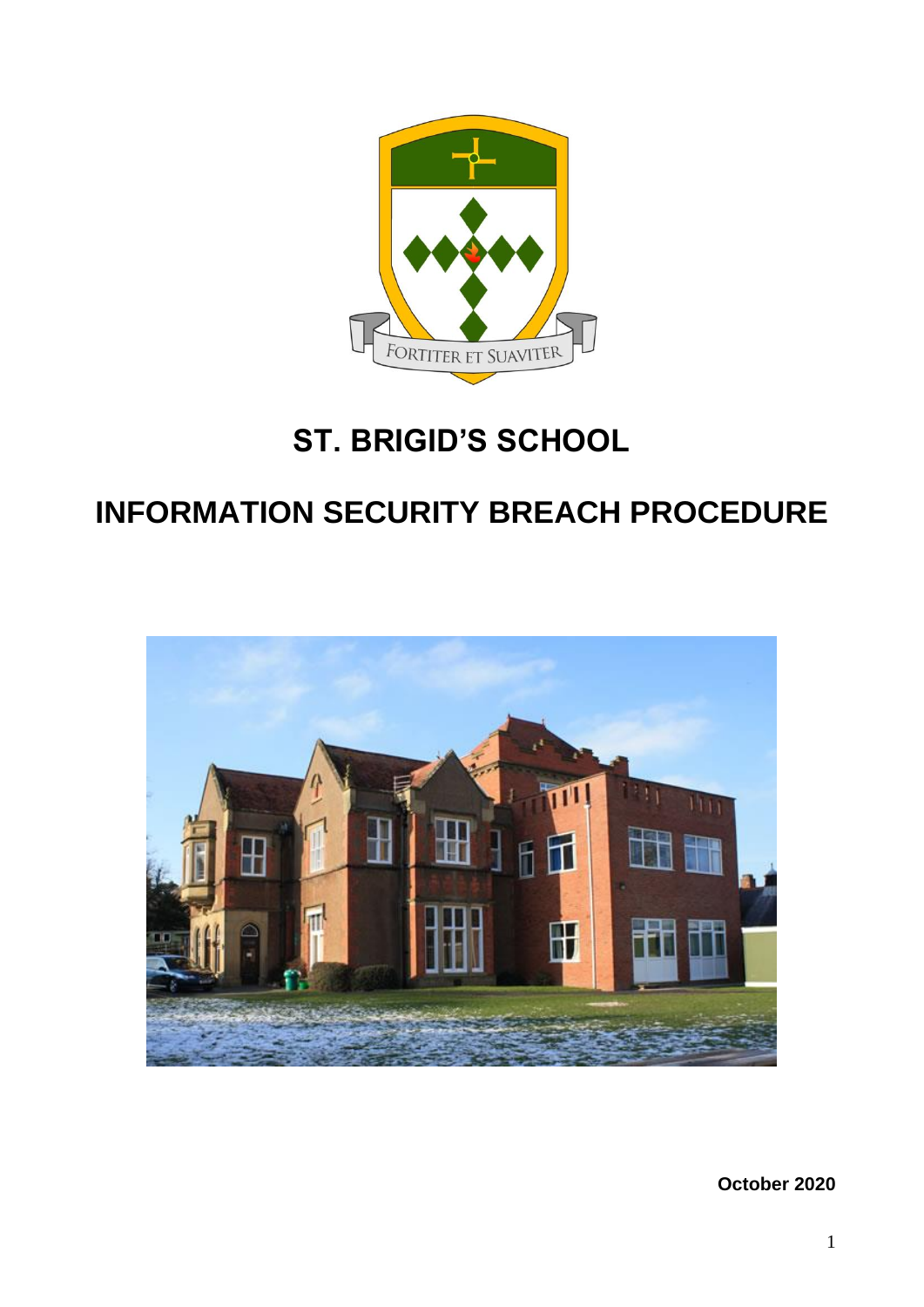# ST. BRIGID'S SCHOOL

# INFORMATION SECURITY BREACH PROCEDURE

**October 2020**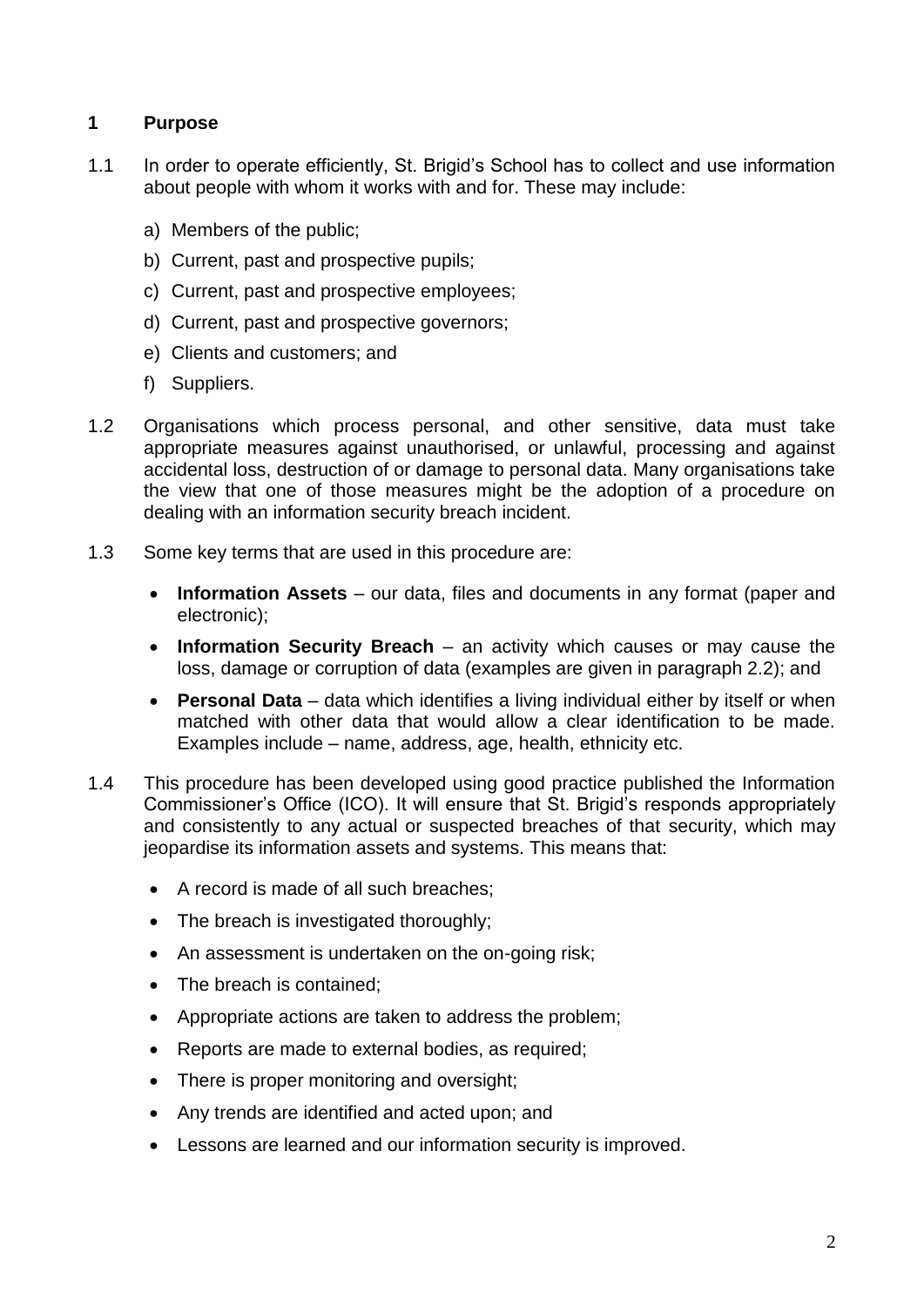## 1 Purpose

1.1 In order to operate efficiently, St. Brigid's School has to collect and use information about people with whom it works with and for. These may include:

a) Members of the public;

b) Current, past and prospective pupils;

c) Current, past and prospective employees;

d) Current, past and prospective governors;

e) Clients and customers; and

f) Suppliers.

1.2 Organisations which process personal, and other sensitive, data must take appropriate measures against unauthorised, or unlawful, processing and against accidental loss, destruction of or damage to personal data. Many organisations take the view that one of those measures might be the adoption of a procedure on dealing with an information security breach incident.

1.3 Some key terms that are used in this procedure are:

- **Information Assets** – our data, files and documents in any format (paper and electronic);
- **Information Security Breach** – an activity which causes or may cause the loss, damage or corruption of data (examples are given in paragraph 2.2); and
- **Personal Data** – data which identifies a living individual either by itself or when matched with other data that would allow a clear identification to be made. Examples include – name, address, age, health, ethnicity etc.

1.4 This procedure has been developed using good practice published the Information Commissioner's Office (ICO). It will ensure that St. Brigid's responds appropriately and consistently to any actual or suspected breaches of that security, which may jeopardise its information assets and systems. This means that:

- A record is made of all such breaches;
- The breach is investigated thoroughly;
- An assessment is undertaken on the on-going risk;
- The breach is contained;
- Appropriate actions are taken to address the problem;
- Reports are made to external bodies, as required;
- There is proper monitoring and oversight;
- Any trends are identified and acted upon; and
- Lessons are learned and our information security is improved.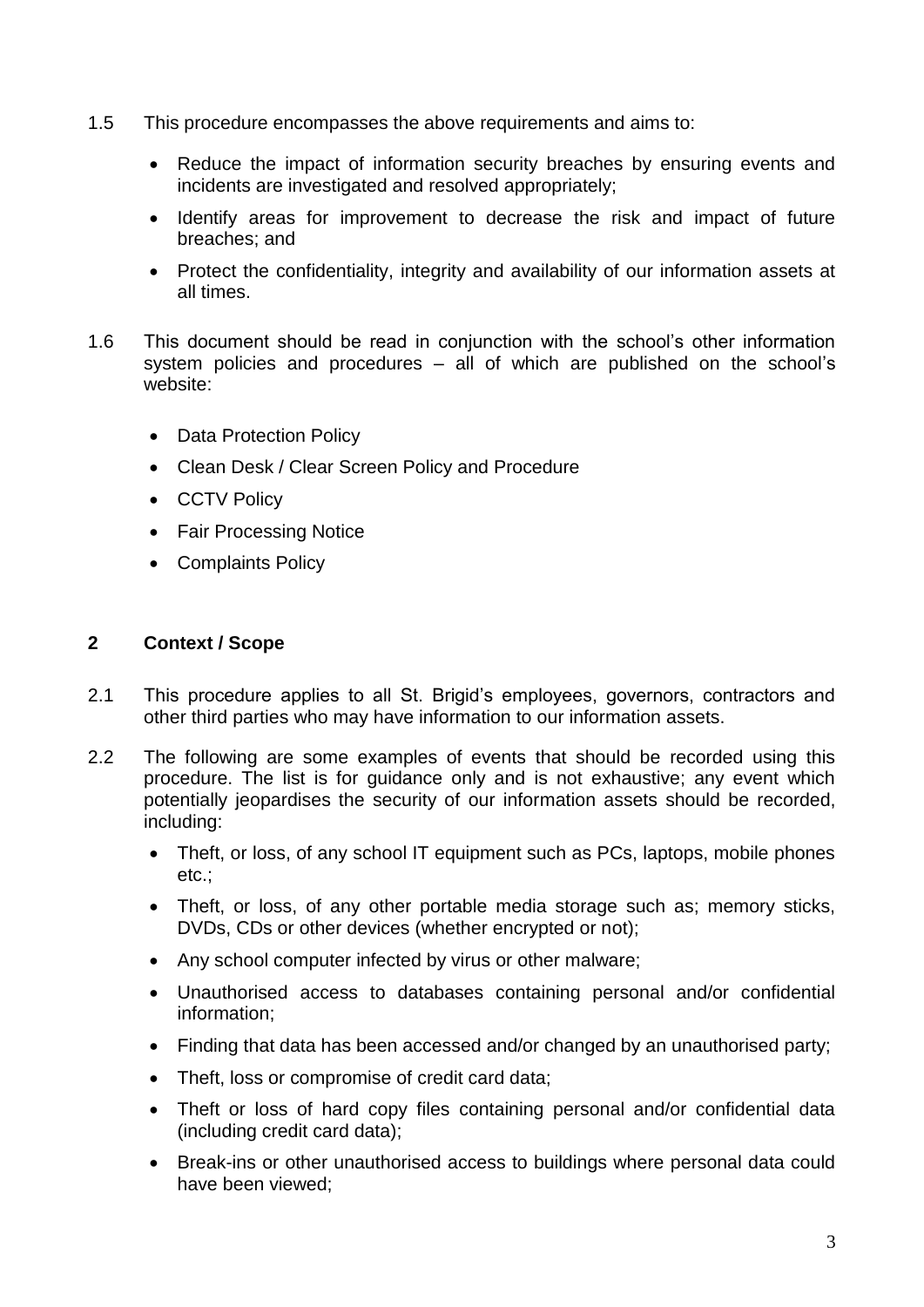1.5 This procedure encompasses the above requirements and aims to:

- Reduce the impact of information security breaches by ensuring events and incidents are investigated and resolved appropriately;
- Identify areas for improvement to decrease the risk and impact of future breaches; and
- Protect the confidentiality, integrity and availability of our information assets at all times.

1.6 This document should be read in conjunction with the school's other information system policies and procedures – all of which are published on the school's website:

- Data Protection Policy
- Clean Desk / Clear Screen Policy and Procedure
- CCTV Policy
- Fair Processing Notice
- Complaints Policy

## 2 Context / Scope

2.1 This procedure applies to all St. Brigid's employees, governors, contractors and other third parties who may have information to our information assets.

2.2 The following are some examples of events that should be recorded using this procedure. The list is for guidance only and is not exhaustive; any event which potentially jeopardises the security of our information assets should be recorded, including:

- Theft, or loss, of any school IT equipment such as PCs, laptops, mobile phones etc.;
- Theft, or loss, of any other portable media storage such as; memory sticks, DVDs, CDs or other devices (whether encrypted or not);
- Any school computer infected by virus or other malware;
- Unauthorised access to databases containing personal and/or confidential information;
- Finding that data has been accessed and/or changed by an unauthorised party;
- Theft, loss or compromise of credit card data;
- Theft or loss of hard copy files containing personal and/or confidential data (including credit card data);
- Break-ins or other unauthorised access to buildings where personal data could have been viewed;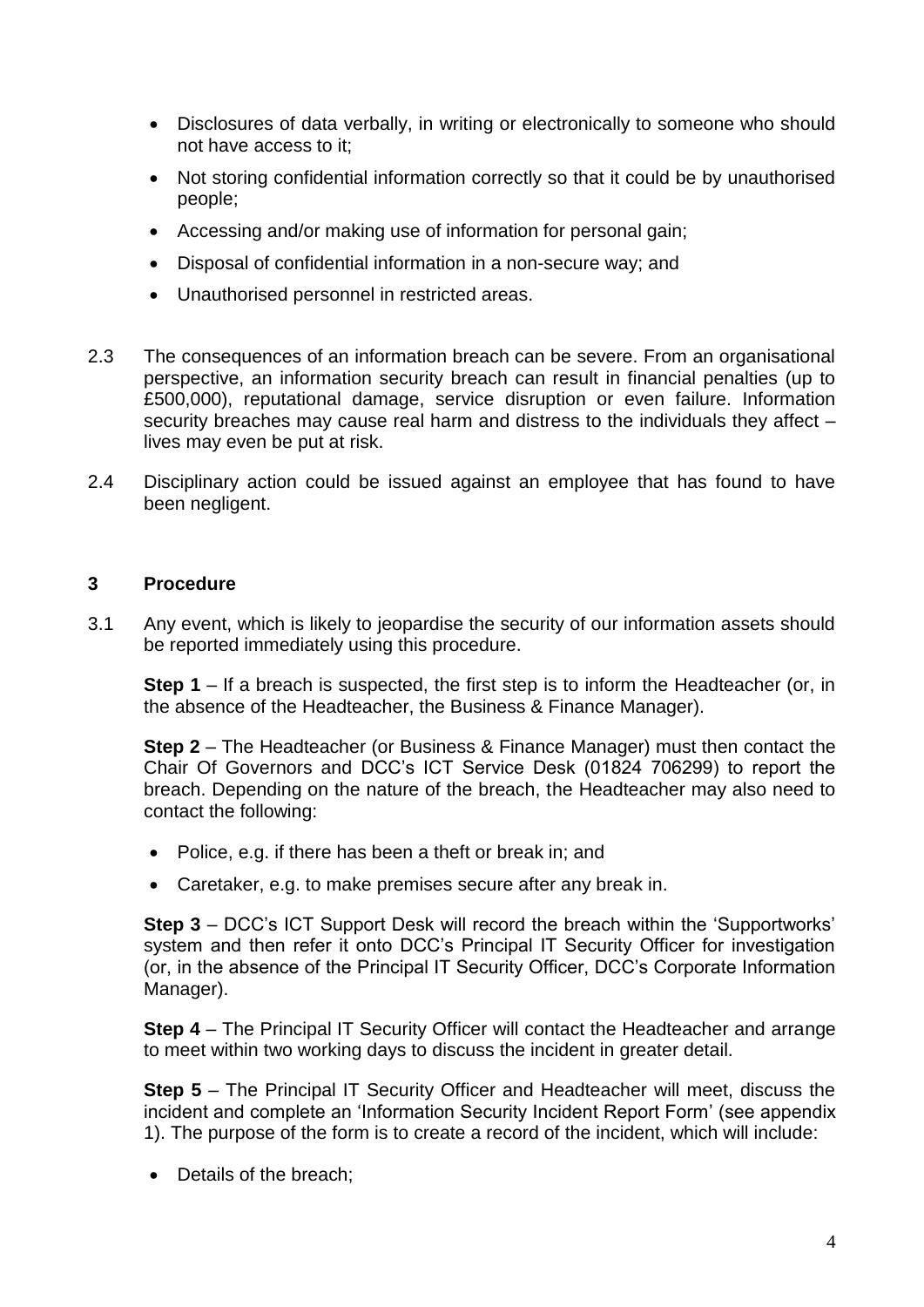- Disclosures of data verbally, in writing or electronically to someone who should not have access to it;
- Not storing confidential information correctly so that it could be by unauthorised people;
- Accessing and/or making use of information for personal gain;
- Disposal of confidential information in a non-secure way; and
- Unauthorised personnel in restricted areas.

2.3 The consequences of an information breach can be severe. From an organisational perspective, an information security breach can result in financial penalties (up to £500,000), reputational damage, service disruption or even failure. Information security breaches may cause real harm and distress to the individuals they affect – lives may even be put at risk.

2.4 Disciplinary action could be issued against an employee that has found to have been negligent.

## 3 Procedure

3.1 Any event, which is likely to jeopardise the security of our information assets should be reported immediately using this procedure.

**Step 1** – If a breach is suspected, the first step is to inform the Headteacher (or, in the absence of the Headteacher, the Business & Finance Manager).

**Step 2** – The Headteacher (or Business & Finance Manager) must then contact the Chair Of Governors and DCC's ICT Service Desk (01824 706299) to report the breach. Depending on the nature of the breach, the Headteacher may also need to contact the following:

- Police, e.g. if there has been a theft or break in; and
- Caretaker, e.g. to make premises secure after any break in.

**Step 3** – DCC's ICT Support Desk will record the breach within the 'Supportworks' system and then refer it onto DCC's Principal IT Security Officer for investigation (or, in the absence of the Principal IT Security Officer, DCC's Corporate Information Manager).

**Step 4** – The Principal IT Security Officer will contact the Headteacher and arrange to meet within two working days to discuss the incident in greater detail.

**Step 5** – The Principal IT Security Officer and Headteacher will meet, discuss the incident and complete an 'Information Security Incident Report Form' (see appendix 1). The purpose of the form is to create a record of the incident, which will include:

- Details of the breach;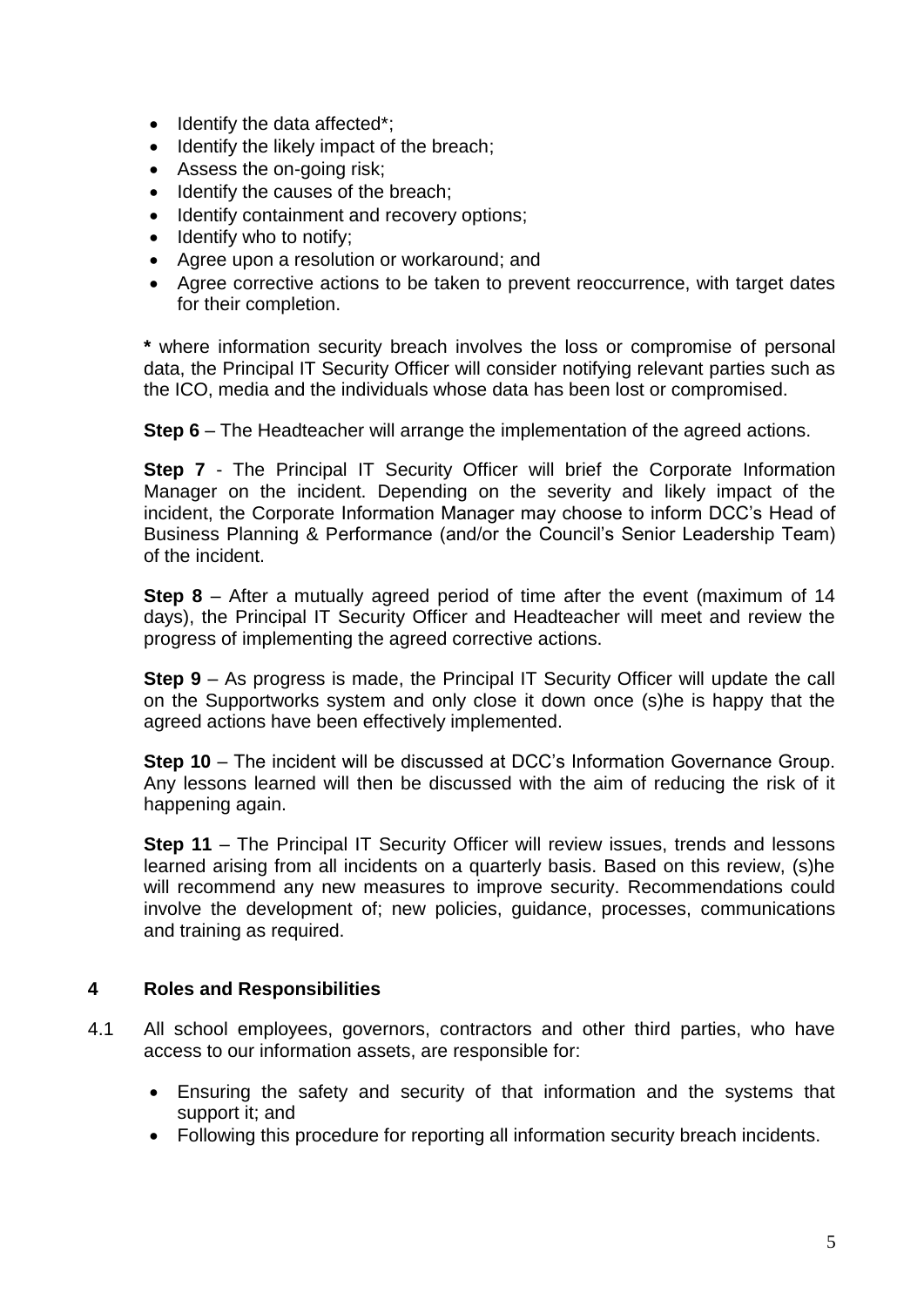- Identify the data affected*;
- Identify the likely impact of the breach;
- Assess the on-going risk;
- Identify the causes of the breach;
- Identify containment and recovery options;
- Identify who to notify;
- Agree upon a resolution or workaround; and
- Agree corrective actions to be taken to prevent reoccurrence, with target dates for their completion.

**\*** where information security breach involves the loss or compromise of personal data, the Principal IT Security Officer will consider notifying relevant parties such as the ICO, media and the individuals whose data has been lost or compromised.

**Step 6** – The Headteacher will arrange the implementation of the agreed actions.

**Step 7** - The Principal IT Security Officer will brief the Corporate Information Manager on the incident. Depending on the severity and likely impact of the incident, the Corporate Information Manager may choose to inform DCC's Head of Business Planning & Performance (and/or the Council's Senior Leadership Team) of the incident.

**Step 8** – After a mutually agreed period of time after the event (maximum of 14 days), the Principal IT Security Officer and Headteacher will meet and review the progress of implementing the agreed corrective actions.

**Step 9** – As progress is made, the Principal IT Security Officer will update the call on the Supportworks system and only close it down once (s)he is happy that the agreed actions have been effectively implemented.

**Step 10** – The incident will be discussed at DCC's Information Governance Group. Any lessons learned will then be discussed with the aim of reducing the risk of it happening again.

**Step 11** – The Principal IT Security Officer will review issues, trends and lessons learned arising from all incidents on a quarterly basis. Based on this review, (s)he will recommend any new measures to improve security. Recommendations could involve the development of; new policies, guidance, processes, communications and training as required.

## 4 Roles and Responsibilities

4.1 All school employees, governors, contractors and other third parties, who have access to our information assets, are responsible for:

- Ensuring the safety and security of that information and the systems that support it; and
- Following this procedure for reporting all information security breach incidents.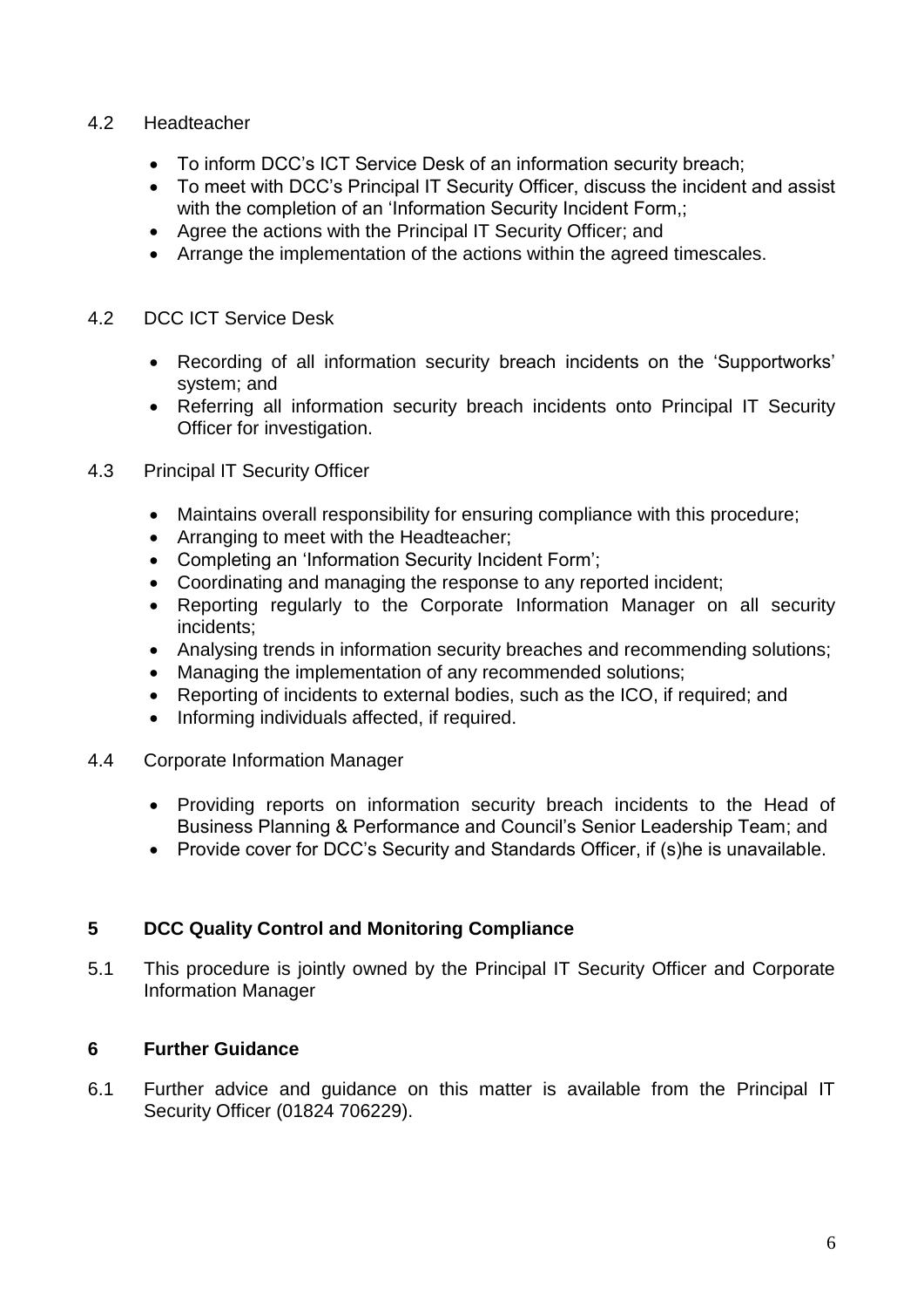4.2 Headteacher

- To inform DCC's ICT Service Desk of an information security breach;
- To meet with DCC's Principal IT Security Officer, discuss the incident and assist with the completion of an 'Information Security Incident Form,;
- Agree the actions with the Principal IT Security Officer; and
- Arrange the implementation of the actions within the agreed timescales.

4.2 DCC ICT Service Desk

- Recording of all information security breach incidents on the 'Supportworks' system; and
- Referring all information security breach incidents onto Principal IT Security Officer for investigation.

4.3 Principal IT Security Officer

- Maintains overall responsibility for ensuring compliance with this procedure;
- Arranging to meet with the Headteacher;
- Completing an 'Information Security Incident Form';
- Coordinating and managing the response to any reported incident;
- Reporting regularly to the Corporate Information Manager on all security incidents;
- Analysing trends in information security breaches and recommending solutions;
- Managing the implementation of any recommended solutions;
- Reporting of incidents to external bodies, such as the ICO, if required; and
- Informing individuals affected, if required.

4.4 Corporate Information Manager

- Providing reports on information security breach incidents to the Head of Business Planning & Performance and Council's Senior Leadership Team; and
- Provide cover for DCC's Security and Standards Officer, if (s)he is unavailable.

## 5 DCC Quality Control and Monitoring Compliance

5.1 This procedure is jointly owned by the Principal IT Security Officer and Corporate Information Manager

## 6 Further Guidance

6.1 Further advice and guidance on this matter is available from the Principal IT Security Officer (01824 706229).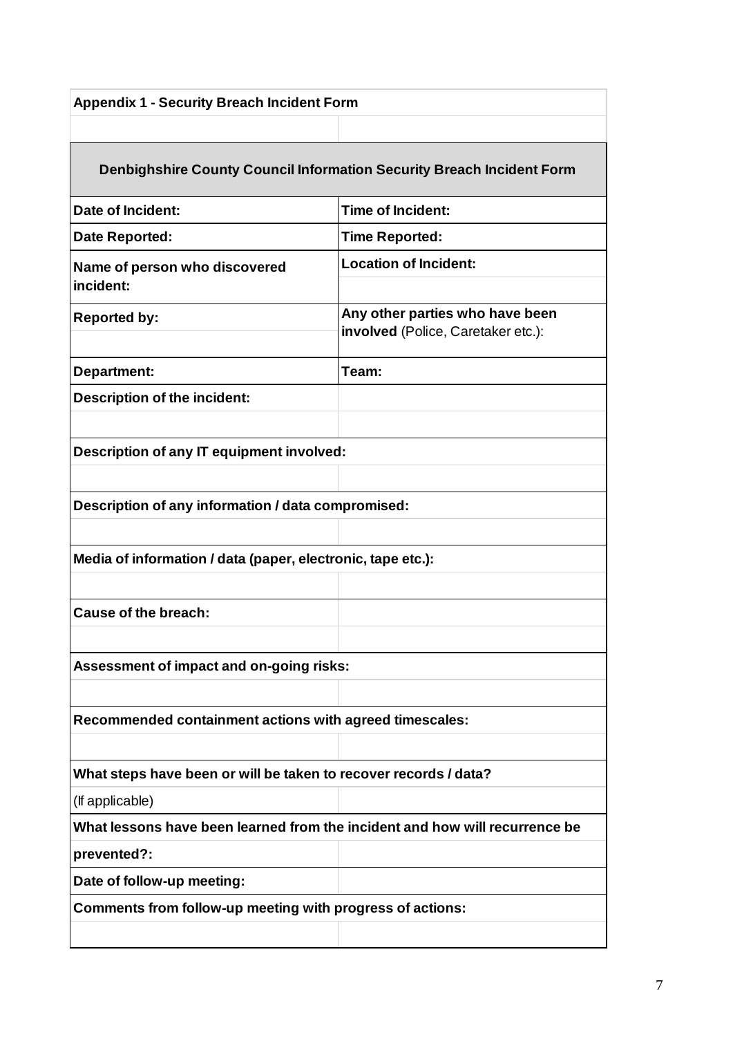**Appendix 1 - Security Breach Incident Form**

| | |
|---|---|
| **Denbighshire County Council Information Security Breach Incident Form** | |
| **Date of Incident:** | **Time of Incident:** |
| **Date Reported:** | **Time Reported:** |
| **Name of person who discovered incident:** | **Location of Incident:** |
| **Reported by:** | **Any other parties who have been involved** (Police, Caretaker etc.): |
| **Department:** | **Team:** |
| **Description of the incident:** | |
| | |
| **Description of any IT equipment involved:** | |
| | |
| **Description of any information / data compromised:** | |
| | |
| **Media of information / data (paper, electronic, tape etc.):** | |
| | |
| **Cause of the breach:** | |
| | |
| **Assessment of impact and on-going risks:** | |
| | |
| **Recommended containment actions with agreed timescales:** | |
| | |
| **What steps have been or will be taken to recover records / data?** | |
| (If applicable) | |
| **What lessons have been learned from the incident and how will recurrence be prevented?:** | |
| **Date of follow-up meeting:** | |
| **Comments from follow-up meeting with progress of actions:** | |
| | |